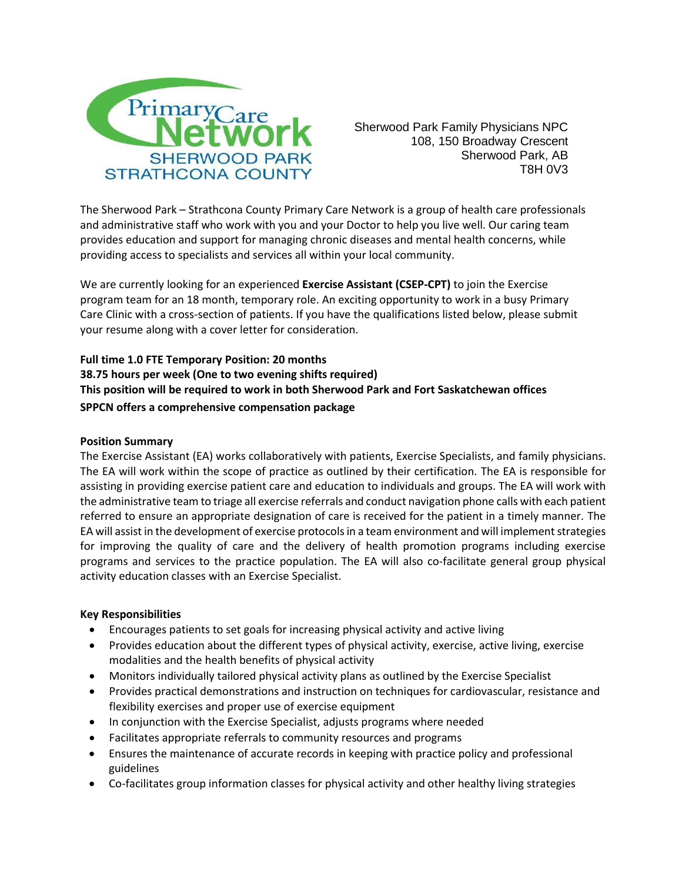Primary Care Network
SHERWOOD PARK
STRATHCONA COUNTY

Sherwood Park Family Physicians NPC
108, 150 Broadway Crescent
Sherwood Park, AB
T8H 0V3

The Sherwood Park – Strathcona County Primary Care Network is a group of health care professionals and administrative staff who work with you and your Doctor to help you live well. Our caring team provides education and support for managing chronic diseases and mental health concerns, while providing access to specialists and services all within your local community.

We are currently looking for an experienced **Exercise Assistant (CSEP-CPT)** to join the Exercise program team for an 18 month, temporary role. An exciting opportunity to work in a busy Primary Care Clinic with a cross-section of patients. If you have the qualifications listed below, please submit your resume along with a cover letter for consideration.

**Full time 1.0 FTE Temporary Position: 20 months**
**38.75 hours per week (One to two evening shifts required)**
**This position will be required to work in both Sherwood Park and Fort Saskatchewan offices**
**SPPCN offers a comprehensive compensation package**

**Position Summary**

The Exercise Assistant (EA) works collaboratively with patients, Exercise Specialists, and family physicians. The EA will work within the scope of practice as outlined by their certification. The EA is responsible for assisting in providing exercise patient care and education to individuals and groups. The EA will work with the administrative team to triage all exercise referrals and conduct navigation phone calls with each patient referred to ensure an appropriate designation of care is received for the patient in a timely manner. The EA will assist in the development of exercise protocols in a team environment and will implement strategies for improving the quality of care and the delivery of health promotion programs including exercise programs and services to the practice population. The EA will also co-facilitate general group physical activity education classes with an Exercise Specialist.

**Key Responsibilities**

- Encourages patients to set goals for increasing physical activity and active living
- Provides education about the different types of physical activity, exercise, active living, exercise modalities and the health benefits of physical activity
- Monitors individually tailored physical activity plans as outlined by the Exercise Specialist
- Provides practical demonstrations and instruction on techniques for cardiovascular, resistance and flexibility exercises and proper use of exercise equipment
- In conjunction with the Exercise Specialist, adjusts programs where needed
- Facilitates appropriate referrals to community resources and programs
- Ensures the maintenance of accurate records in keeping with practice policy and professional guidelines
- Co-facilitates group information classes for physical activity and other healthy living strategies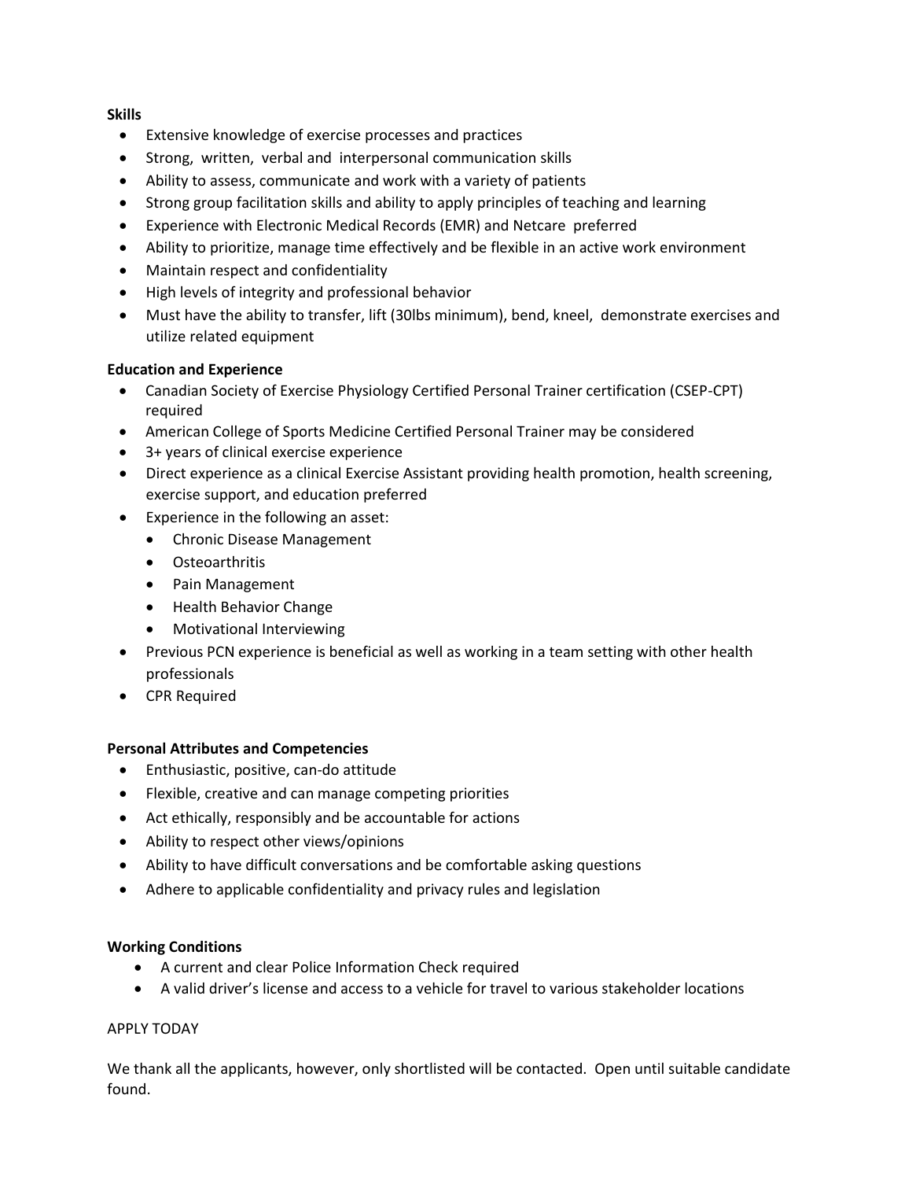**Skills**

- Extensive knowledge of exercise processes and practices
- Strong, written, verbal and interpersonal communication skills
- Ability to assess, communicate and work with a variety of patients
- Strong group facilitation skills and ability to apply principles of teaching and learning
- Experience with Electronic Medical Records (EMR) and Netcare preferred
- Ability to prioritize, manage time effectively and be flexible in an active work environment
- Maintain respect and confidentiality
- High levels of integrity and professional behavior
- Must have the ability to transfer, lift (30lbs minimum), bend, kneel, demonstrate exercises and utilize related equipment

**Education and Experience**

- Canadian Society of Exercise Physiology Certified Personal Trainer certification (CSEP-CPT) required
- American College of Sports Medicine Certified Personal Trainer may be considered
- 3+ years of clinical exercise experience
- Direct experience as a clinical Exercise Assistant providing health promotion, health screening, exercise support, and education preferred
- Experience in the following an asset:
  - Chronic Disease Management
  - Osteoarthritis
  - Pain Management
  - Health Behavior Change
  - Motivational Interviewing
- Previous PCN experience is beneficial as well as working in a team setting with other health professionals
- CPR Required

**Personal Attributes and Competencies**

- Enthusiastic, positive, can-do attitude
- Flexible, creative and can manage competing priorities
- Act ethically, responsibly and be accountable for actions
- Ability to respect other views/opinions
- Ability to have difficult conversations and be comfortable asking questions
- Adhere to applicable confidentiality and privacy rules and legislation

**Working Conditions**

- A current and clear Police Information Check required
- A valid driver's license and access to a vehicle for travel to various stakeholder locations

APPLY TODAY

We thank all the applicants, however, only shortlisted will be contacted. Open until suitable candidate found.